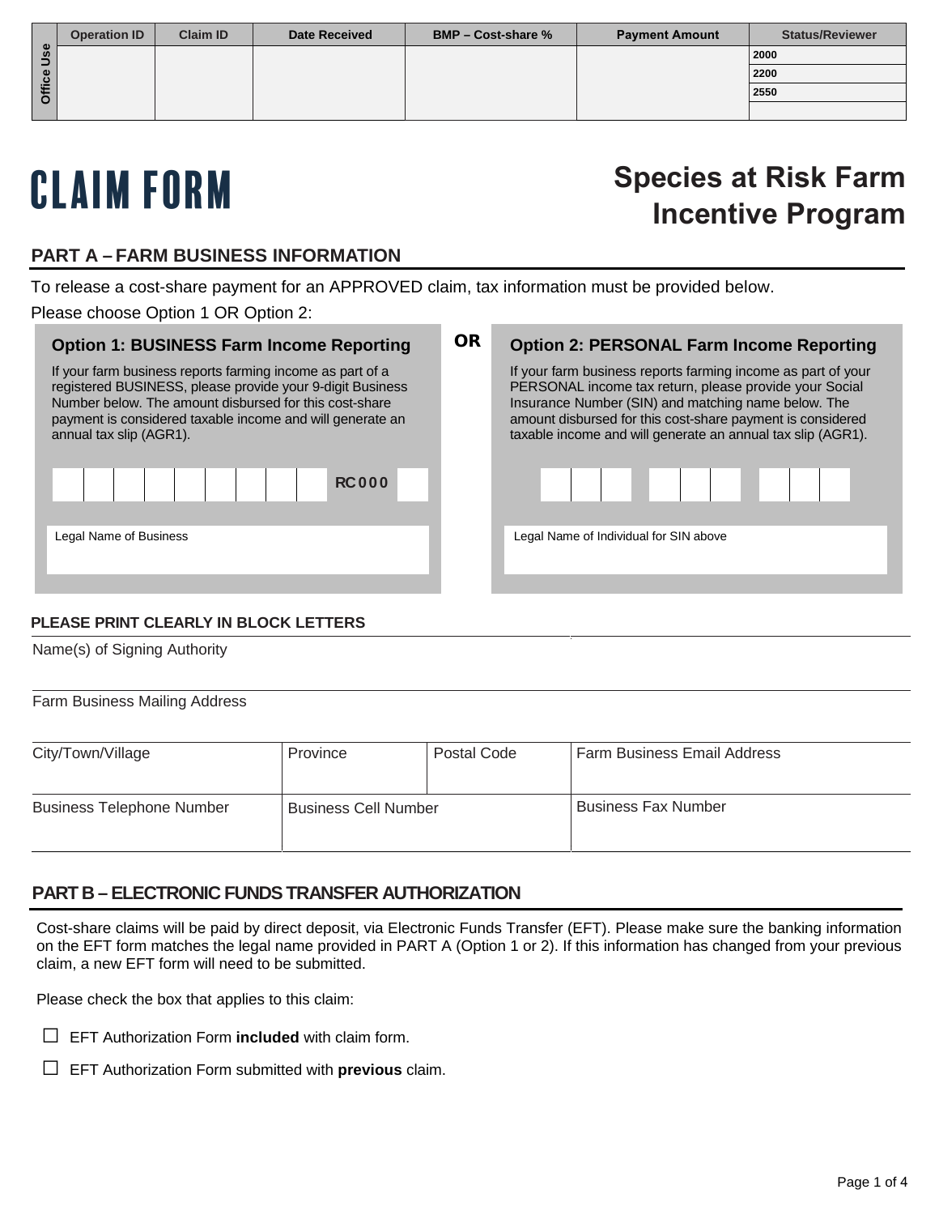| Office Use | Operation ID | Claim ID | Date Received | BMP – Cost-share % | Payment Amount | Status/Reviewer |
|---|---|---|---|---|---|---|
| | | | | | | 2000 |
| | | | | | | 2200 |
| | | | | | | 2550 |
| | | | | | | |

# CLAIM FORM

# Species at Risk Farm Incentive Program

## PART A – FARM BUSINESS INFORMATION

To release a cost-share payment for an APPROVED claim, tax information must be provided below.

Please choose Option 1 OR Option 2:

### Option 1: BUSINESS Farm Income Reporting

If your farm business reports farming income as part of a registered BUSINESS, please provide your 9-digit Business Number below. The amount disbursed for this cost-share payment is considered taxable income and will generate an annual tax slip (AGR1).

☐☐☐☐☐☐☐☐☐ RC000 ☐

Legal Name of Business

**OR**

### Option 2: PERSONAL Farm Income Reporting

If your farm business reports farming income as part of your PERSONAL income tax return, please provide your Social Insurance Number (SIN) and matching name below. The amount disbursed for this cost-share payment is considered taxable income and will generate an annual tax slip (AGR1).

☐☐☐ ☐☐☐ ☐☐☐

Legal Name of Individual for SIN above

**PLEASE PRINT CLEARLY IN BLOCK LETTERS**

Name(s) of Signing Authority

Farm Business Mailing Address

| City/Town/Village | Province | Postal Code | Farm Business Email Address |
|---|---|---|---|
| | | | |

| Business Telephone Number | Business Cell Number | Business Fax Number |
|---|---|---|
| | | |

## PART B – ELECTRONIC FUNDS TRANSFER AUTHORIZATION

Cost-share claims will be paid by direct deposit, via Electronic Funds Transfer (EFT). Please make sure the banking information on the EFT form matches the legal name provided in PART A (Option 1 or 2). If this information has changed from your previous claim, a new EFT form will need to be submitted.

Please check the box that applies to this claim:

☐ EFT Authorization Form **included** with claim form.

☐ EFT Authorization Form submitted with **previous** claim.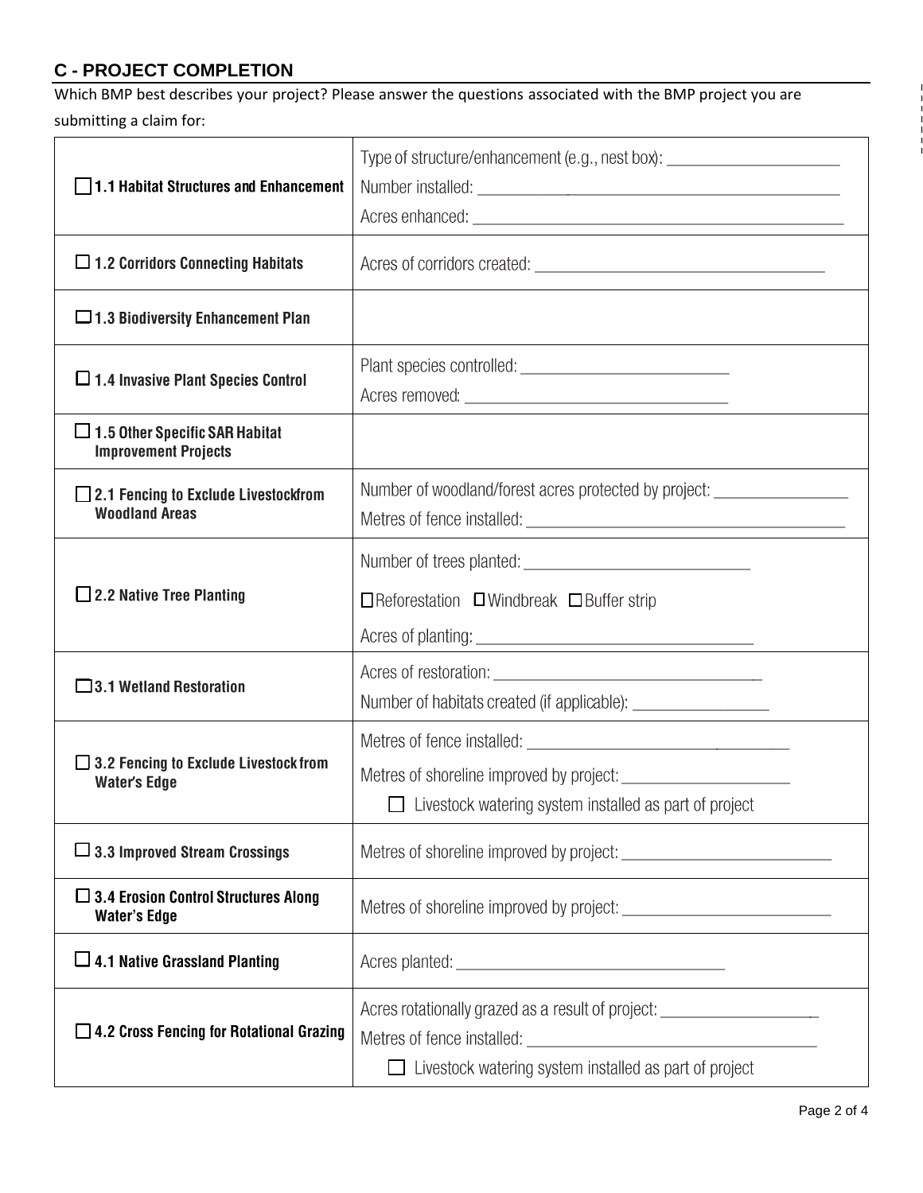## C - PROJECT COMPLETION

Which BMP best describes your project? Please answer the questions associated with the BMP project you are submitting a claim for:

| BMP | Details |
| --- | --- |
| ☐ **1.1 Habitat Structures and Enhancement** | Type of structure/enhancement (e.g., nest box): ____________________<br>Number installed: ____________________<br>Acres enhanced: ____________________ |
| ☐ **1.2 Corridors Connecting Habitats** | Acres of corridors created: ____________________ |
| ☐ **1.3 Biodiversity Enhancement Plan** | |
| ☐ **1.4 Invasive Plant Species Control** | Plant species controlled: ____________________<br>Acres removed: ____________________ |
| ☐ **1.5 Other Specific SAR Habitat Improvement Projects** | |
| ☐ **2.1 Fencing to Exclude Livestock from Woodland Areas** | Number of woodland/forest acres protected by project: ____________________<br>Metres of fence installed: ____________________ |
| ☐ **2.2 Native Tree Planting** | Number of trees planted: ____________________<br>☐ Reforestation ☐ Windbreak ☐ Buffer strip<br>Acres of planting: ____________________ |
| ☐ **3.1 Wetland Restoration** | Acres of restoration: ____________________<br>Number of habitats created (if applicable): ____________________ |
| ☐ **3.2 Fencing to Exclude Livestock from Water's Edge** | Metres of fence installed: ____________________<br>Metres of shoreline improved by project: ____________________<br>☐ Livestock watering system installed as part of project |
| ☐ **3.3 Improved Stream Crossings** | Metres of shoreline improved by project: ____________________ |
| ☐ **3.4 Erosion Control Structures Along Water's Edge** | Metres of shoreline improved by project: ____________________ |
| ☐ **4.1 Native Grassland Planting** | Acres planted: ____________________ |
| ☐ **4.2 Cross Fencing for Rotational Grazing** | Acres rotationally grazed as a result of project: ____________________<br>Metres of fence installed: ____________________<br>☐ Livestock watering system installed as part of project |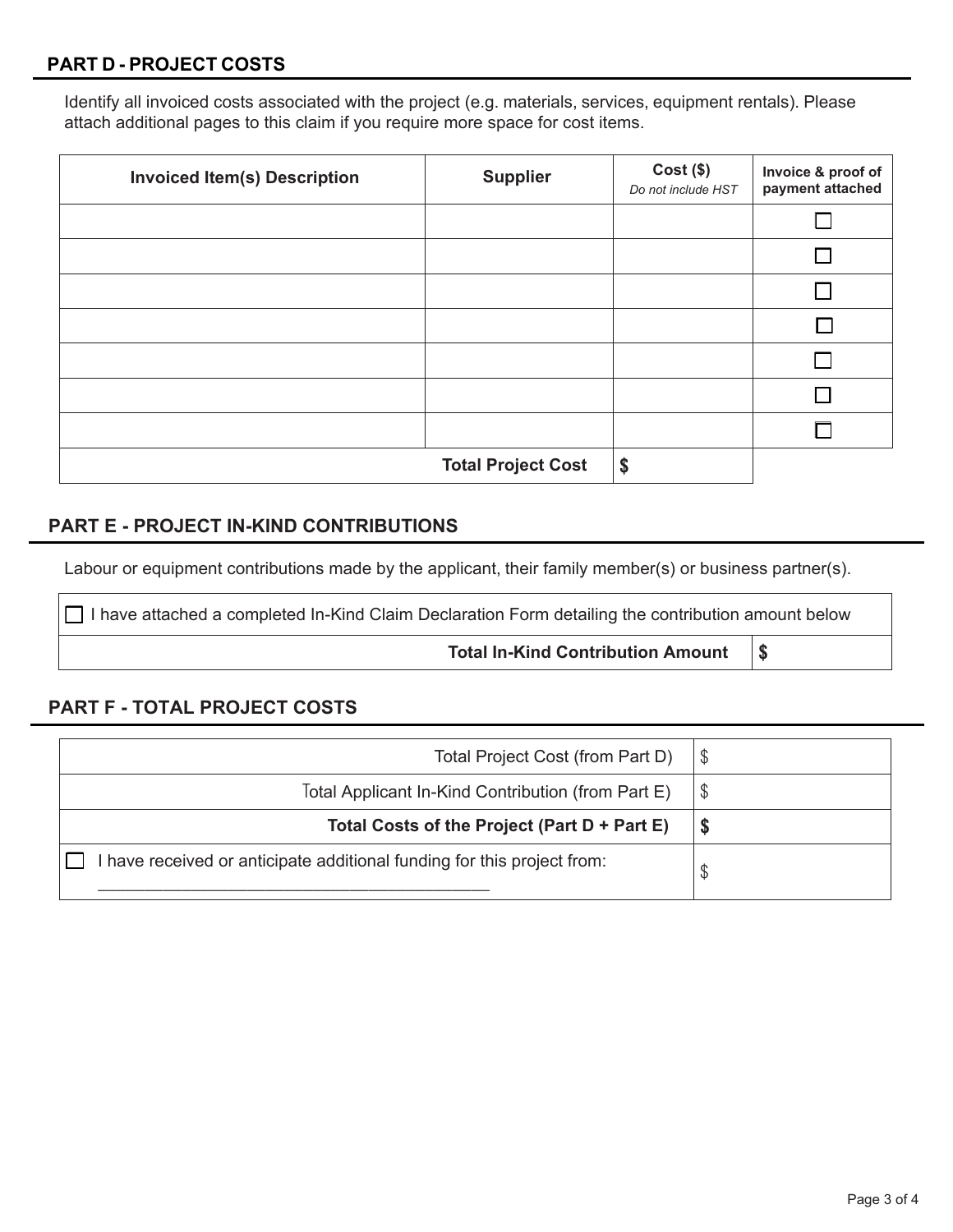## PART D - PROJECT COSTS

Identify all invoiced costs associated with the project (e.g. materials, services, equipment rentals). Please attach additional pages to this claim if you require more space for cost items.

| Invoiced Item(s) Description | Supplier | Cost ($) *Do not include HST* | Invoice & proof of payment attached |
|---|---|---|---|
| | | | ☐ |
| | | | ☐ |
| | | | ☐ |
| | | | ☐ |
| | | | ☐ |
| | | | ☐ |
| | | | ☐ |
| | **Total Project Cost** | **$** | |

## PART E - PROJECT IN-KIND CONTRIBUTIONS

Labour or equipment contributions made by the applicant, their family member(s) or business partner(s).

| ☐ I have attached a completed In-Kind Claim Declaration Form detailing the contribution amount below | |
|---|---|
| **Total In-Kind Contribution Amount** | **$** |

## PART F - TOTAL PROJECT COSTS

| | |
|---|---|
| Total Project Cost (from Part D) | $ |
| Total Applicant In-Kind Contribution (from Part E) | $ |
| **Total Costs of the Project (Part D + Part E)** | **$** |
| ☐ I have received or anticipate additional funding for this project from: ________________________________________ | $ |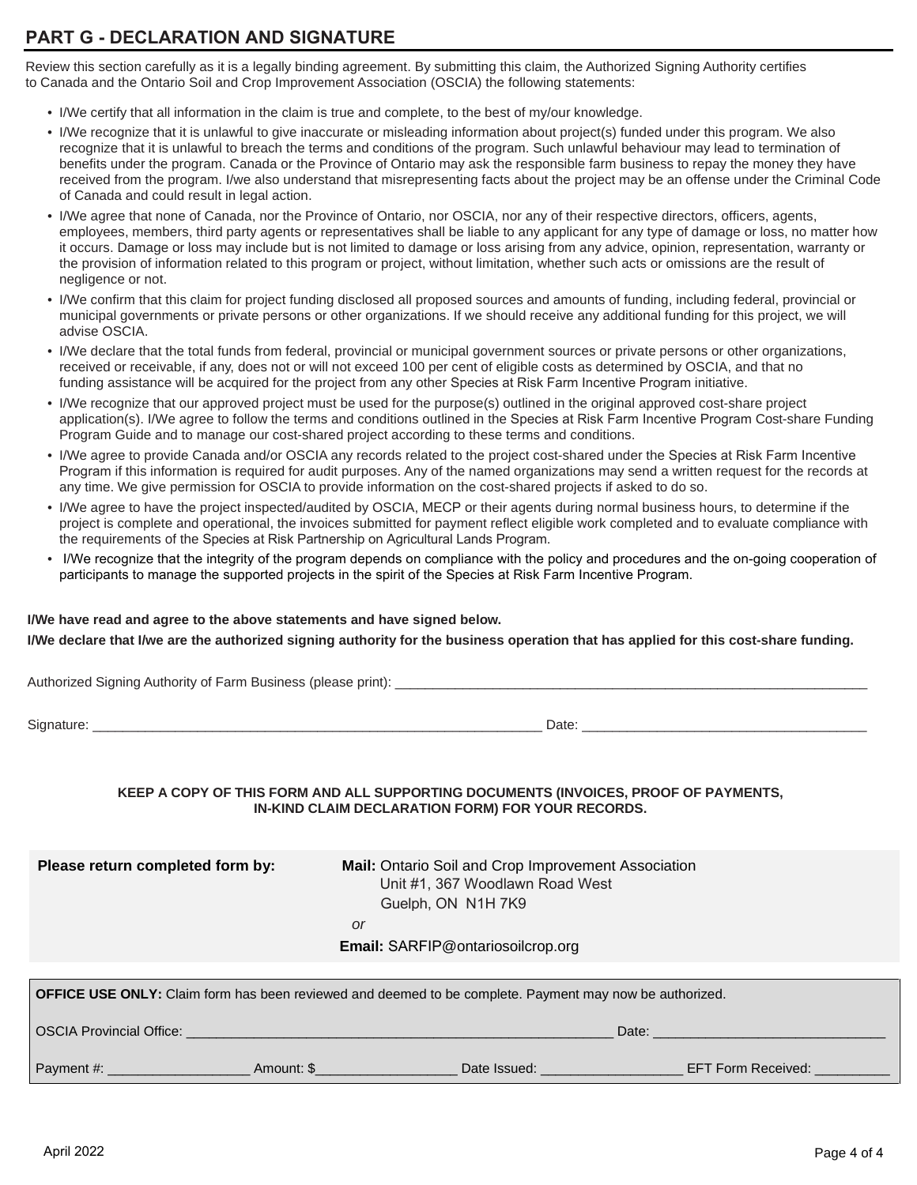## PART G - DECLARATION AND SIGNATURE

Review this section carefully as it is a legally binding agreement. By submitting this claim, the Authorized Signing Authority certifies to Canada and the Ontario Soil and Crop Improvement Association (OSCIA) the following statements:

- I/We certify that all information in the claim is true and complete, to the best of my/our knowledge.
- I/We recognize that it is unlawful to give inaccurate or misleading information about project(s) funded under this program. We also recognize that it is unlawful to breach the terms and conditions of the program. Such unlawful behaviour may lead to termination of benefits under the program. Canada or the Province of Ontario may ask the responsible farm business to repay the money they have received from the program. I/we also understand that misrepresenting facts about the project may be an offense under the Criminal Code of Canada and could result in legal action.
- I/We agree that none of Canada, nor the Province of Ontario, nor OSCIA, nor any of their respective directors, officers, agents, employees, members, third party agents or representatives shall be liable to any applicant for any type of damage or loss, no matter how it occurs. Damage or loss may include but is not limited to damage or loss arising from any advice, opinion, representation, warranty or the provision of information related to this program or project, without limitation, whether such acts or omissions are the result of negligence or not.
- I/We confirm that this claim for project funding disclosed all proposed sources and amounts of funding, including federal, provincial or municipal governments or private persons or other organizations. If we should receive any additional funding for this project, we will advise OSCIA.
- I/We declare that the total funds from federal, provincial or municipal government sources or private persons or other organizations, received or receivable, if any, does not or will not exceed 100 per cent of eligible costs as determined by OSCIA, and that no funding assistance will be acquired for the project from any other Species at Risk Farm Incentive Program initiative.
- I/We recognize that our approved project must be used for the purpose(s) outlined in the original approved cost-share project application(s). I/We agree to follow the terms and conditions outlined in the Species at Risk Farm Incentive Program Cost-share Funding Program Guide and to manage our cost-shared project according to these terms and conditions.
- I/We agree to provide Canada and/or OSCIA any records related to the project cost-shared under the Species at Risk Farm Incentive Program if this information is required for audit purposes. Any of the named organizations may send a written request for the records at any time. We give permission for OSCIA to provide information on the cost-shared projects if asked to do so.
- I/We agree to have the project inspected/audited by OSCIA, MECP or their agents during normal business hours, to determine if the project is complete and operational, the invoices submitted for payment reflect eligible work completed and to evaluate compliance with the requirements of the Species at Risk Partnership on Agricultural Lands Program.
- I/We recognize that the integrity of the program depends on compliance with the policy and procedures and the on-going cooperation of participants to manage the supported projects in the spirit of the Species at Risk Farm Incentive Program.

**I/We have read and agree to the above statements and have signed below.**

**I/We declare that I/we are the authorized signing authority for the business operation that has applied for this cost-share funding.**

Authorized Signing Authority of Farm Business (please print): ____________________________________________

Signature: ____________________________________________ Date: ____________________________

**KEEP A COPY OF THIS FORM AND ALL SUPPORTING DOCUMENTS (INVOICES, PROOF OF PAYMENTS, IN-KIND CLAIM DECLARATION FORM) FOR YOUR RECORDS.**

**Please return completed form by:**

**Mail:** Ontario Soil and Crop Improvement Association
Unit #1, 367 Woodlawn Road West
Guelph, ON N1H 7K9

*or*

**Email:** SARFIP@ontariosoilcrop.org

**OFFICE USE ONLY:** Claim form has been reviewed and deemed to be complete. Payment may now be authorized.

OSCIA Provincial Office: ____________________________________________ Date: ____________________________

Payment #: ________________ Amount: $________________ Date Issued: ________________ EFT Form Received: __________

April 2022